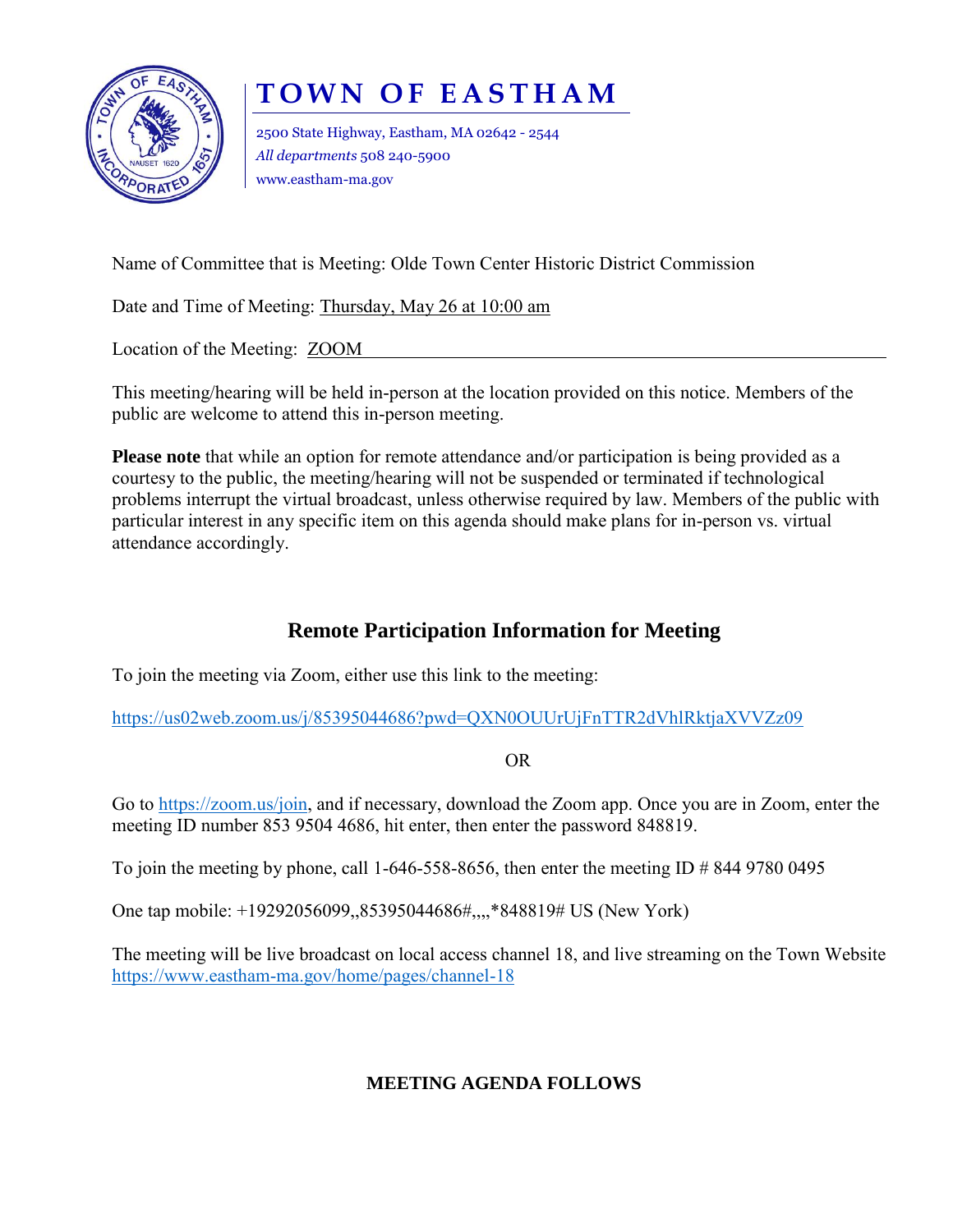# TOWN OF EASTHAM

2500 State Highway, Eastham, MA 02642 - 2544
*All departments* 508 240-5900
www.eastham-ma.gov

Name of Committee that is Meeting: Olde Town Center Historic District Commission

Date and Time of Meeting: Thursday, May 26 at 10:00 am

Location of the Meeting: ZOOM

This meeting/hearing will be held in-person at the location provided on this notice. Members of the public are welcome to attend this in-person meeting.

**Please note** that while an option for remote attendance and/or participation is being provided as a courtesy to the public, the meeting/hearing will not be suspended or terminated if technological problems interrupt the virtual broadcast, unless otherwise required by law. Members of the public with particular interest in any specific item on this agenda should make plans for in-person vs. virtual attendance accordingly.

## Remote Participation Information for Meeting

To join the meeting via Zoom, either use this link to the meeting:

https://us02web.zoom.us/j/85395044686?pwd=QXN0OUUrUjFnTTR2dVhlRktjaXVVZz09

OR

Go to https://zoom.us/join, and if necessary, download the Zoom app. Once you are in Zoom, enter the meeting ID number 853 9504 4686, hit enter, then enter the password 848819.

To join the meeting by phone, call 1-646-558-8656, then enter the meeting ID # 844 9780 0495

One tap mobile: +19292056099,,85395044686#,,,,*848819# US (New York)

The meeting will be live broadcast on local access channel 18, and live streaming on the Town Website https://www.eastham-ma.gov/home/pages/channel-18

**MEETING AGENDA FOLLOWS**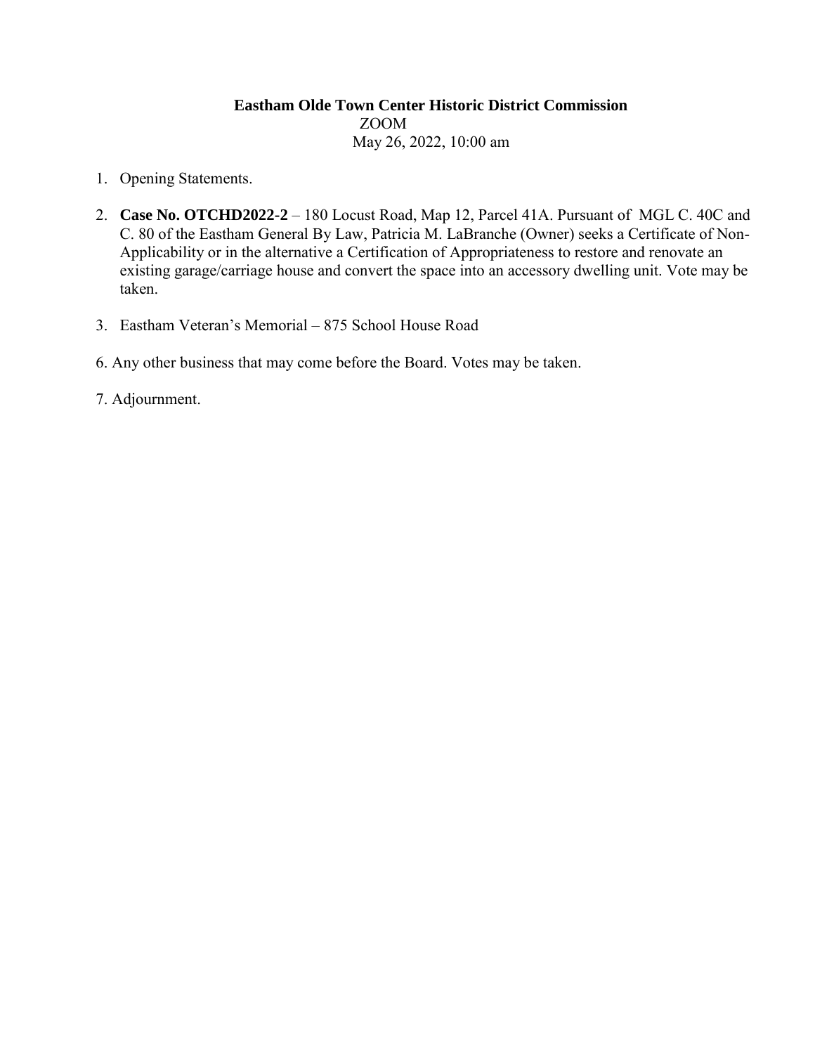**Eastham Olde Town Center Historic District Commission**

ZOOM

May 26, 2022, 10:00 am

1. Opening Statements.

2. **Case No. OTCHD2022-2** – 180 Locust Road, Map 12, Parcel 41A. Pursuant of MGL C. 40C and C. 80 of the Eastham General By Law, Patricia M. LaBranche (Owner) seeks a Certificate of Non-Applicability or in the alternative a Certification of Appropriateness to restore and renovate an existing garage/carriage house and convert the space into an accessory dwelling unit. Vote may be taken.

3. Eastham Veteran's Memorial – 875 School House Road

6. Any other business that may come before the Board. Votes may be taken.

7. Adjournment.